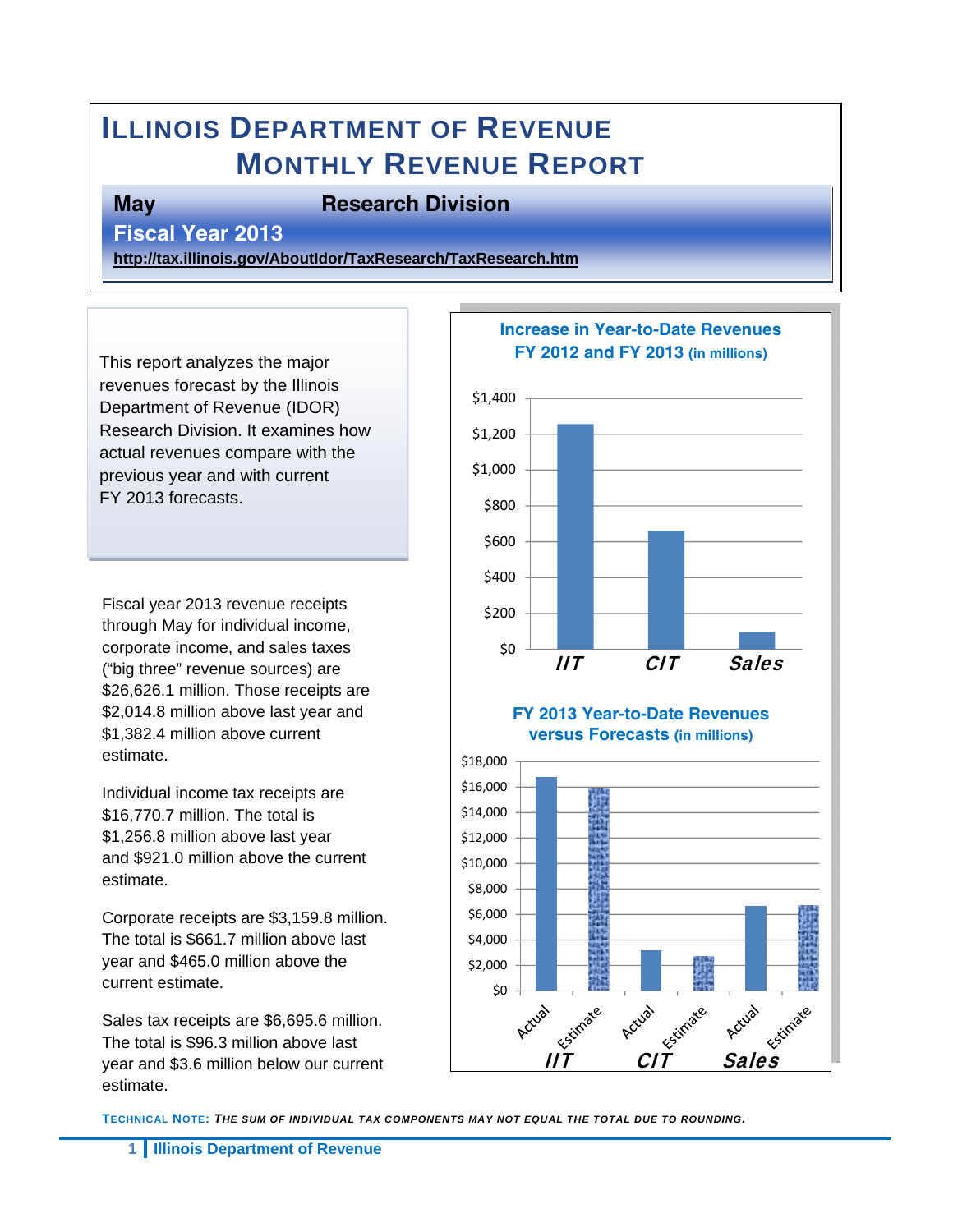# ILLINOIS DEPARTMENT OF REVENUE
# MONTHLY REVENUE REPORT

**May** **Research Division**

**Fiscal Year 2013**

**http://tax.illinois.gov/AboutIdor/TaxResearch/TaxResearch.htm**

This report analyzes the major revenues forecast by the Illinois Department of Revenue (IDOR) Research Division. It examines how actual revenues compare with the previous year and with current FY 2013 forecasts.

Fiscal year 2013 revenue receipts through May for individual income, corporate income, and sales taxes ("big three" revenue sources) are $26,626.1 million. Those receipts are $2,014.8 million above last year and $1,382.4 million above current estimate.

Individual income tax receipts are $16,770.7 million. The total is $1,256.8 million above last year and $921.0 million above the current estimate.

Corporate receipts are $3,159.8 million. The total is $661.7 million above last year and $465.0 million above the current estimate.

Sales tax receipts are $6,695.6 million. The total is $96.3 million above last year and $3.6 million below our current estimate.

**Increase in Year-to-Date Revenues FY 2012 and FY 2013 (in millions)**

**FY 2013 Year-to-Date Revenues versus Forecasts (in millions)**

**TECHNICAL NOTE:** ***THE SUM OF INDIVIDUAL TAX COMPONENTS MAY NOT EQUAL THE TOTAL DUE TO ROUNDING.***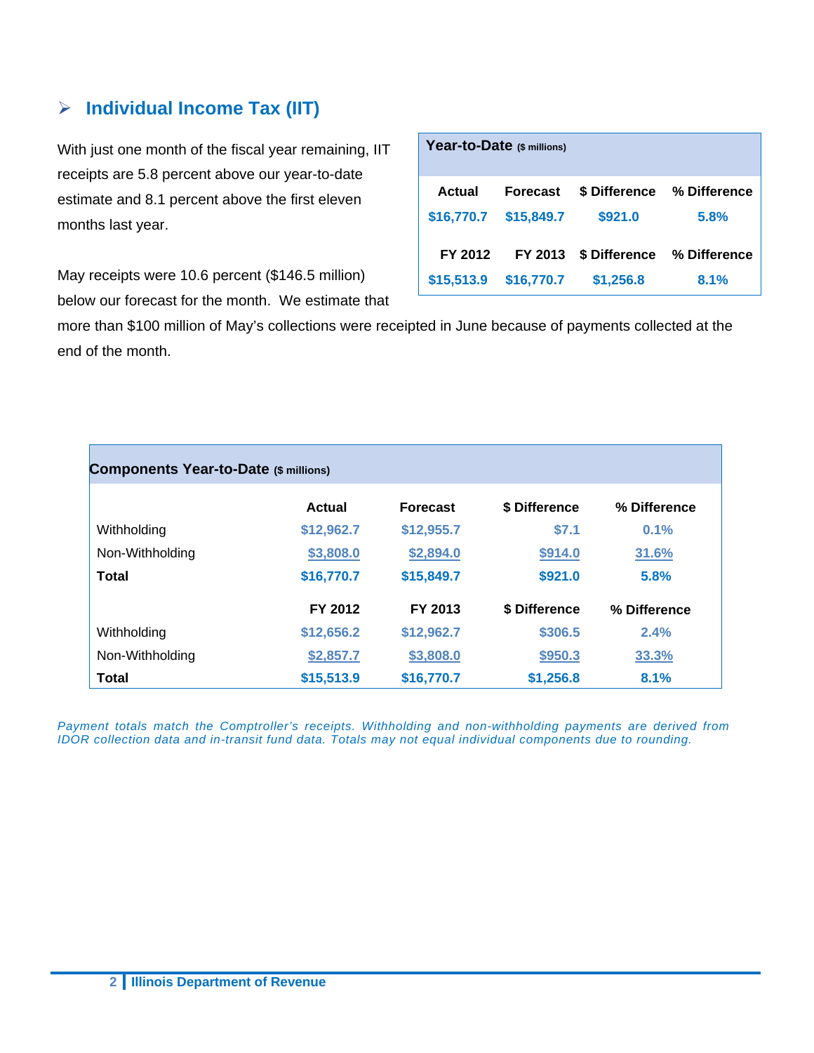## ➢ Individual Income Tax (IIT)

With just one month of the fiscal year remaining, IIT receipts are 5.8 percent above our year-to-date estimate and 8.1 percent above the first eleven months last year.

| Year-to-Date ($ millions) | | | |
|---|---|---|---|
| **Actual** | **Forecast** | **$ Difference** | **% Difference** |
| $16,770.7 | $15,849.7 | $921.0 | 5.8% |
| **FY 2012** | **FY 2013** | **$ Difference** | **% Difference** |
| $15,513.9 | $16,770.7 | $1,256.8 | 8.1% |

May receipts were 10.6 percent ($146.5 million) below our forecast for the month. We estimate that more than $100 million of May's collections were receipted in June because of payments collected at the end of the month.

**Components Year-to-Date** ($ millions)

| | Actual | Forecast | $ Difference | % Difference |
|---|---|---|---|---|
| Withholding | $12,962.7 | $12,955.7 | $7.1 | 0.1% |
| Non-Withholding | $3,808.0 | $2,894.0 | $914.0 | 31.6% |
| **Total** | **$16,770.7** | **$15,849.7** | **$921.0** | **5.8%** |
| | **FY 2012** | **FY 2013** | **$ Difference** | **% Difference** |
| Withholding | $12,656.2 | $12,962.7 | $306.5 | 2.4% |
| Non-Withholding | $2,857.7 | $3,808.0 | $950.3 | 33.3% |
| **Total** | **$15,513.9** | **$16,770.7** | **$1,256.8** | **8.1%** |

*Payment totals match the Comptroller's receipts. Withholding and non-withholding payments are derived from IDOR collection data and in-transit fund data. Totals may not equal individual components due to rounding.*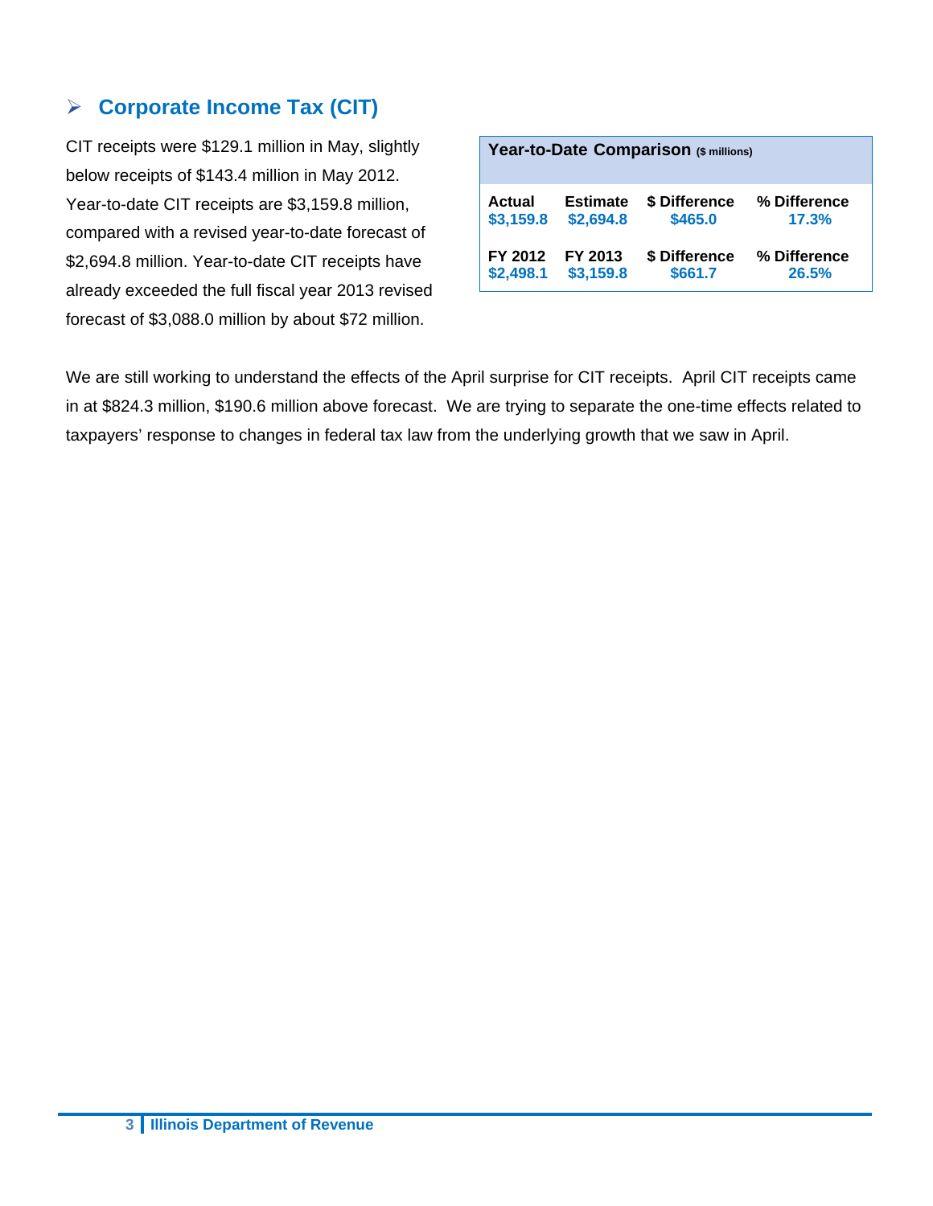## Corporate Income Tax (CIT)

CIT receipts were $129.1 million in May, slightly below receipts of $143.4 million in May 2012. Year-to-date CIT receipts are $3,159.8 million, compared with a revised year-to-date forecast of $2,694.8 million. Year-to-date CIT receipts have already exceeded the full fiscal year 2013 revised forecast of $3,088.0 million by about $72 million.

**Year-to-Date Comparison** ($ millions)

| Actual | Estimate | $ Difference | % Difference |
|---|---|---|---|
| $3,159.8 | $2,694.8 | $465.0 | 17.3% |
| **FY 2012** | **FY 2013** | **$ Difference** | **% Difference** |
| $2,498.1 | $3,159.8 | $661.7 | 26.5% |

We are still working to understand the effects of the April surprise for CIT receipts. April CIT receipts came in at $824.3 million, $190.6 million above forecast. We are trying to separate the one-time effects related to taxpayers' response to changes in federal tax law from the underlying growth that we saw in April.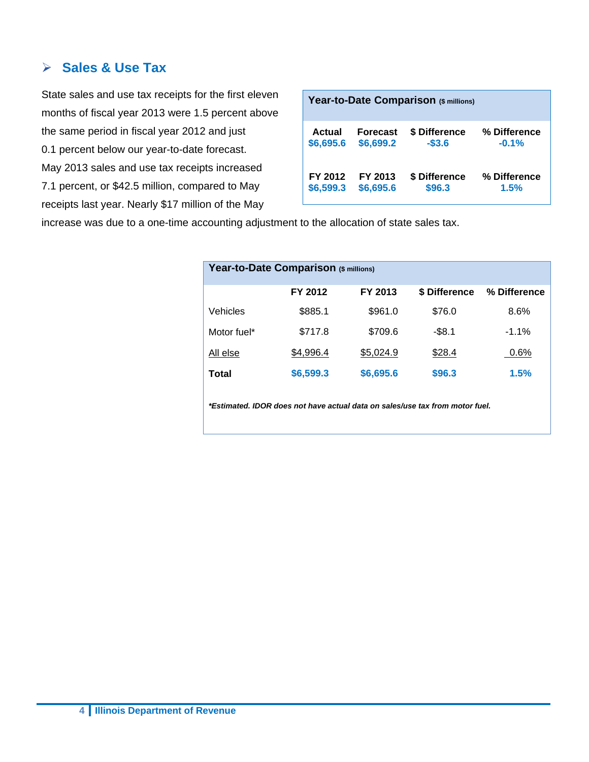## Sales & Use Tax

State sales and use tax receipts for the first eleven months of fiscal year 2013 were 1.5 percent above the same period in fiscal year 2012 and just 0.1 percent below our year-to-date forecast. May 2013 sales and use tax receipts increased 7.1 percent, or $42.5 million, compared to May receipts last year. Nearly $17 million of the May increase was due to a one-time accounting adjustment to the allocation of state sales tax.

**Year-to-Date Comparison** ($ millions)

| Actual | Forecast | $ Difference | % Difference |
|---|---|---|---|
| $6,695.6 | $6,699.2 | -$3.6 | -0.1% |

| FY 2012 | FY 2013 | $ Difference | % Difference |
|---|---|---|---|
| $6,599.3 | $6,695.6 | $96.3 | 1.5% |

**Year-to-Date Comparison** ($ millions)

| | FY 2012 | FY 2013 | $ Difference | % Difference |
|---|---|---|---|---|
| Vehicles | $885.1 | $961.0 | $76.0 | 8.6% |
| Motor fuel* | $717.8 | $709.6 | -$8.1 | -1.1% |
| All else | $4,996.4 | $5,024.9 | $28.4 | 0.6% |
| **Total** | **$6,599.3** | **$6,695.6** | **$96.3** | **1.5%** |

***Estimated. IDOR does not have actual data on sales/use tax from motor fuel.***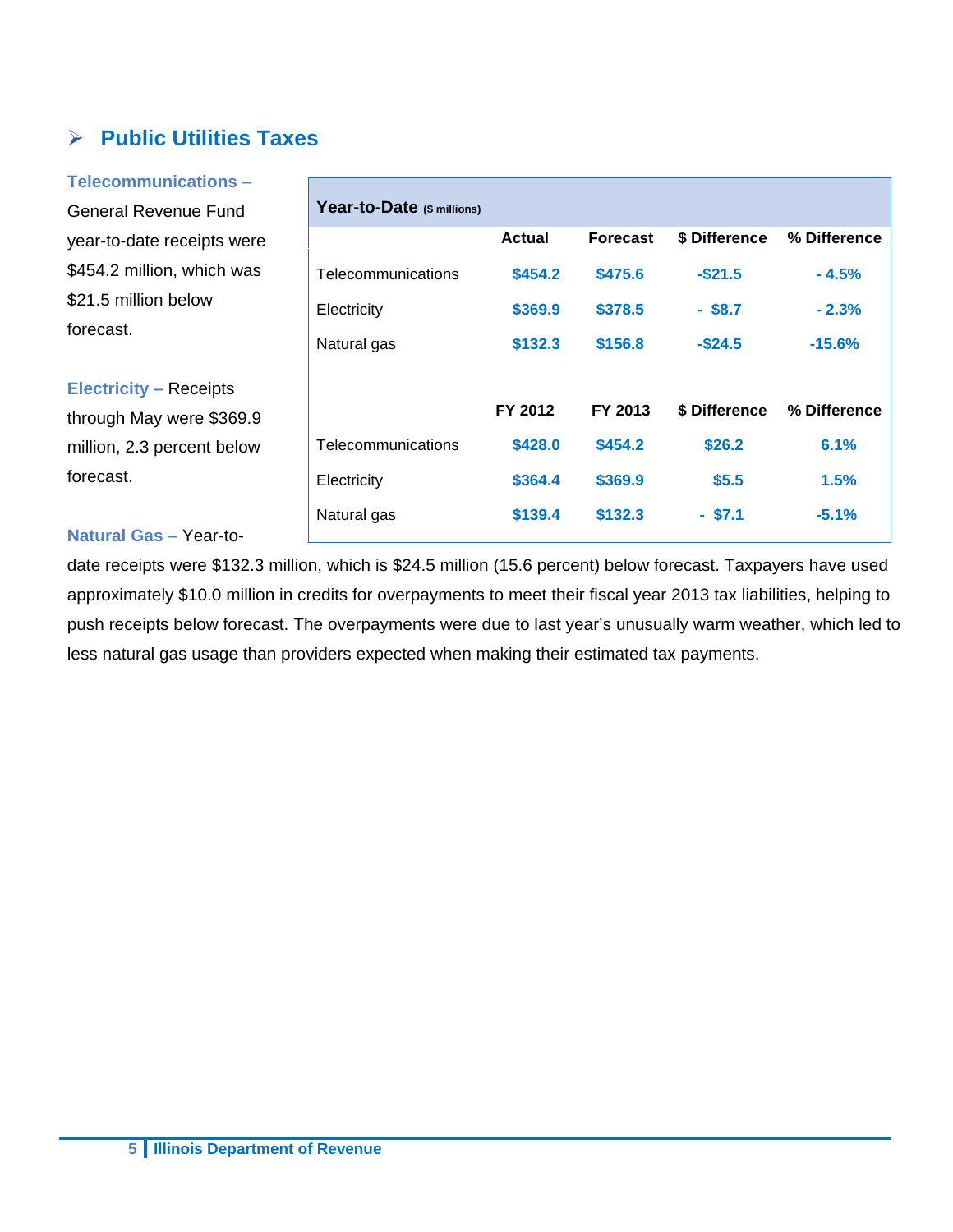## ➢ Public Utilities Taxes

| Year-to-Date ($ millions) | | | | |
|---|---|---|---|---|
| | Actual | Forecast | $ Difference | % Difference |
| Telecommunications | $454.2 | $475.6 | -$21.5 | - 4.5% |
| Electricity | $369.9 | $378.5 | - $8.7 | - 2.3% |
| Natural gas | $132.3 | $156.8 | -$24.5 | -15.6% |
| | FY 2012 | FY 2013 | $ Difference | % Difference |
| Telecommunications | $428.0 | $454.2 | $26.2 | 6.1% |
| Electricity | $364.4 | $369.9 | $5.5 | 1.5% |
| Natural gas | $139.4 | $132.3 | - $7.1 | -5.1% |

**Telecommunications –** General Revenue Fund year-to-date receipts were $454.2 million, which was $21.5 million below forecast.

**Electricity –** Receipts through May were $369.9 million, 2.3 percent below forecast.

**Natural Gas –** Year-to-date receipts were $132.3 million, which is $24.5 million (15.6 percent) below forecast. Taxpayers have used approximately $10.0 million in credits for overpayments to meet their fiscal year 2013 tax liabilities, helping to push receipts below forecast. The overpayments were due to last year's unusually warm weather, which led to less natural gas usage than providers expected when making their estimated tax payments.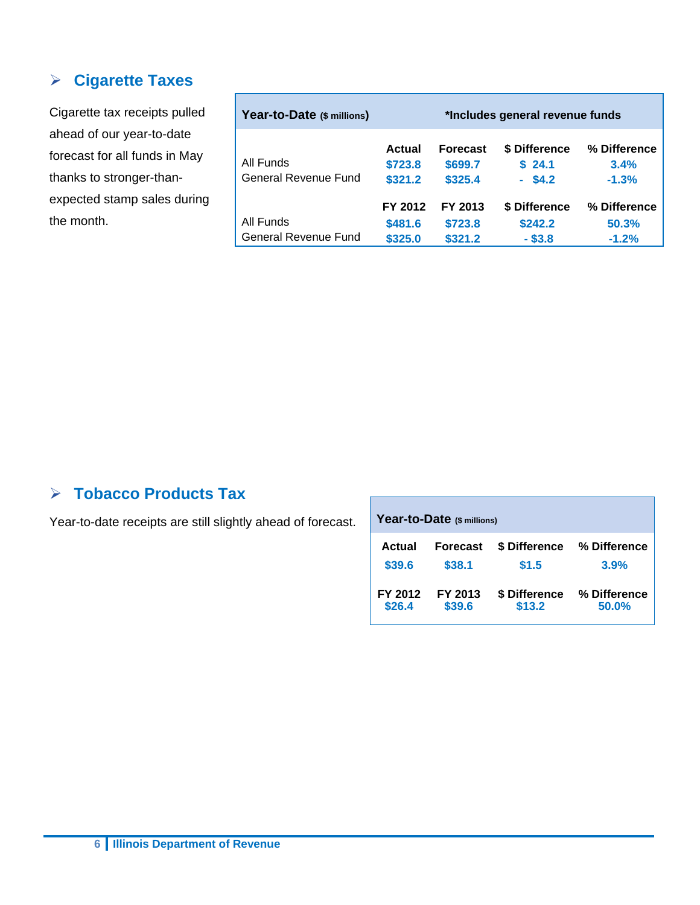## Cigarette Taxes

Cigarette tax receipts pulled ahead of our year-to-date forecast for all funds in May thanks to stronger-than-expected stamp sales during the month.

| Year-to-Date ($ millions) | *Includes general revenue funds | | | |
|---|---|---|---|---|
| | Actual | Forecast | $ Difference | % Difference |
| All Funds | $723.8 | $699.7 | $ 24.1 | 3.4% |
| General Revenue Fund | $321.2 | $325.4 | - $4.2 | -1.3% |
| | FY 2012 | FY 2013 | $ Difference | % Difference |
| All Funds | $481.6 | $723.8 | $242.2 | 50.3% |
| General Revenue Fund | $325.0 | $321.2 | - $3.8 | -1.2% |

## Tobacco Products Tax

Year-to-date receipts are still slightly ahead of forecast.

| Year-to-Date ($ millions) | | | |
|---|---|---|---|
| Actual | Forecast | $ Difference | % Difference |
| $39.6 | $38.1 | $1.5 | 3.9% |
| FY 2012 | FY 2013 | $ Difference | % Difference |
| $26.4 | $39.6 | $13.2 | 50.0% |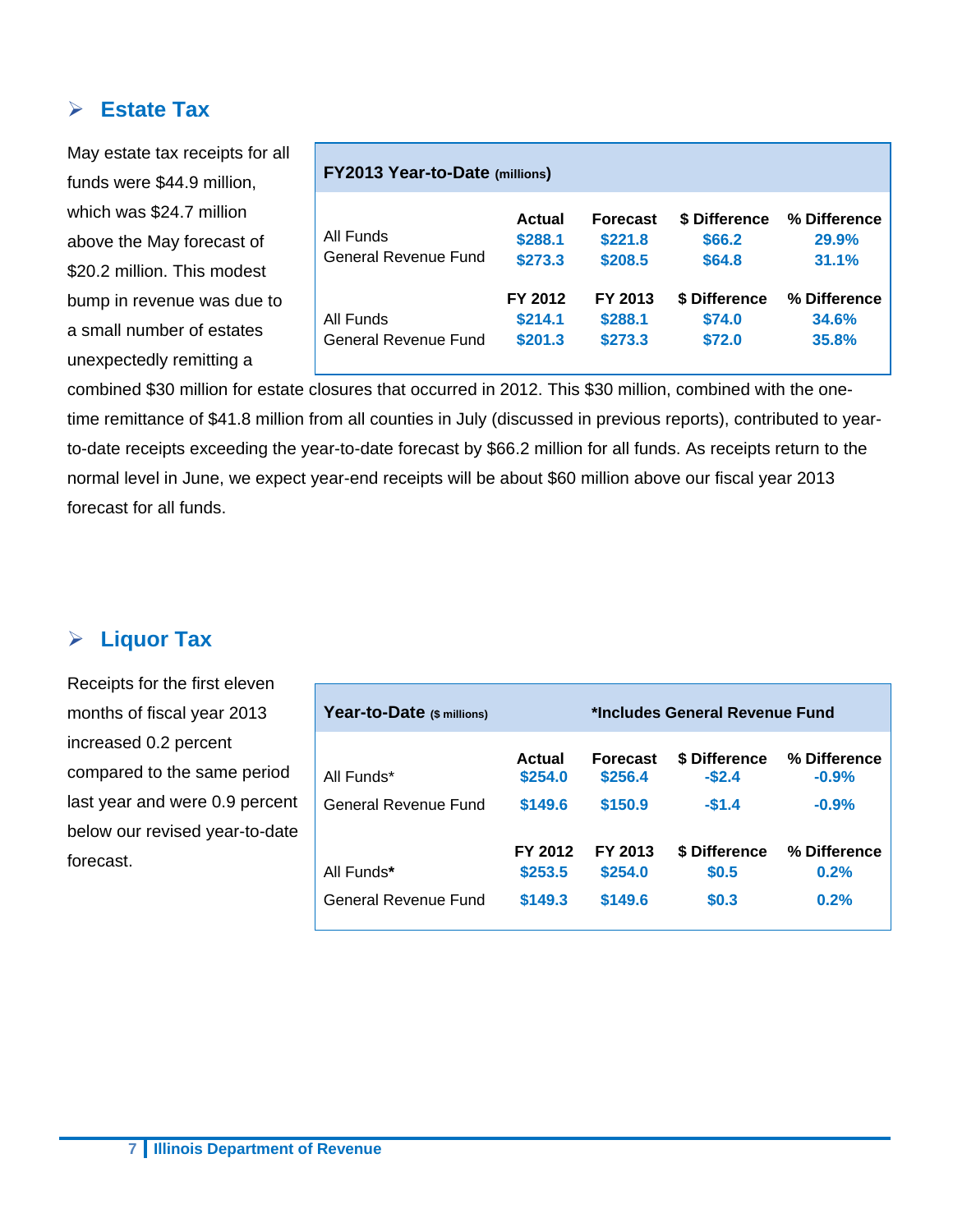## Estate Tax

May estate tax receipts for all funds were $44.9 million, which was $24.7 million above the May forecast of $20.2 million. This modest bump in revenue was due to a small number of estates unexpectedly remitting a combined $30 million for estate closures that occurred in 2012. This $30 million, combined with the one-time remittance of $41.8 million from all counties in July (discussed in previous reports), contributed to year-to-date receipts exceeding the year-to-date forecast by $66.2 million for all funds. As receipts return to the normal level in June, we expect year-end receipts will be about $60 million above our fiscal year 2013 forecast for all funds.

**FY2013 Year-to-Date (millions)**

| | Actual | Forecast | $ Difference | % Difference |
|---|---|---|---|---|
| All Funds | $288.1 | $221.8 | $66.2 | 29.9% |
| General Revenue Fund | $273.3 | $208.5 | $64.8 | 31.1% |
| | **FY 2012** | **FY 2013** | **$ Difference** | **% Difference** |
| All Funds | $214.1 | $288.1 | $74.0 | 34.6% |
| General Revenue Fund | $201.3 | $273.3 | $72.0 | 35.8% |

## Liquor Tax

Receipts for the first eleven months of fiscal year 2013 increased 0.2 percent compared to the same period last year and were 0.9 percent below our revised year-to-date forecast.

**Year-to-Date ($ millions)** — *Includes General Revenue Fund

| | Actual | Forecast | $ Difference | % Difference |
|---|---|---|---|---|
| All Funds* | $254.0 | $256.4 | -$2.4 | -0.9% |
| General Revenue Fund | $149.6 | $150.9 | -$1.4 | -0.9% |
| | **FY 2012** | **FY 2013** | **$ Difference** | **% Difference** |
| All Funds* | $253.5 | $254.0 | $0.5 | 0.2% |
| General Revenue Fund | $149.3 | $149.6 | $0.3 | 0.2% |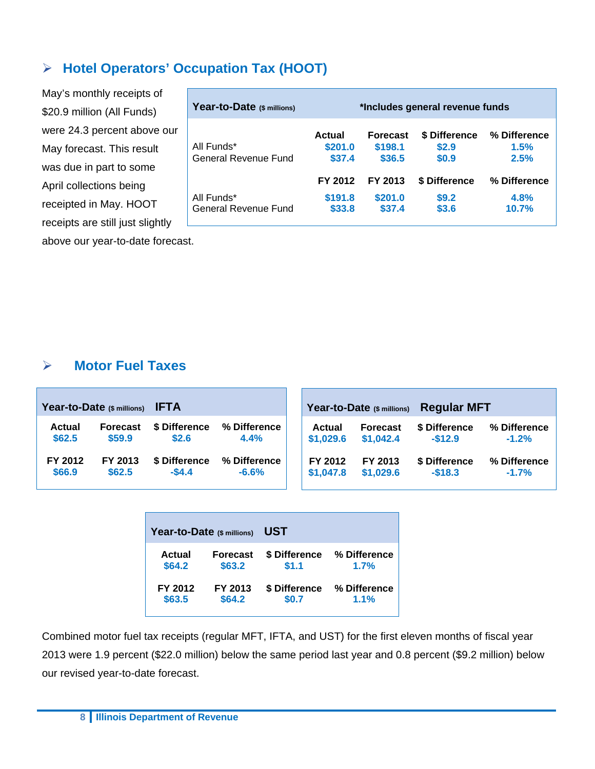## Hotel Operators' Occupation Tax (HOOT)

May's monthly receipts of $20.9 million (All Funds) were 24.3 percent above our May forecast. This result was due in part to some April collections being receipted in May. HOOT receipts are still just slightly above our year-to-date forecast.

| Year-to-Date ($ millions) | *Includes general revenue funds | | | |
|---|---|---|---|---|
| | Actual | Forecast | $ Difference | % Difference |
| All Funds* | $201.0 | $198.1 | $2.9 | 1.5% |
| General Revenue Fund | $37.4 | $36.5 | $0.9 | 2.5% |
| | FY 2012 | FY 2013 | $ Difference | % Difference |
| All Funds* | $191.8 | $201.0 | $9.2 | 4.8% |
| General Revenue Fund | $33.8 | $37.4 | $3.6 | 10.7% |

## Motor Fuel Taxes

| Year-to-Date ($ millions) IFTA | | | |
|---|---|---|---|
| Actual | Forecast | $ Difference | % Difference |
| $62.5 | $59.9 | $2.6 | 4.4% |
| FY 2012 | FY 2013 | $ Difference | % Difference |
| $66.9 | $62.5 | -$4.4 | -6.6% |

| Year-to-Date ($ millions) Regular MFT | | | |
|---|---|---|---|
| Actual | Forecast | $ Difference | % Difference |
| $1,029.6 | $1,042.4 | -$12.9 | -1.2% |
| FY 2012 | FY 2013 | $ Difference | % Difference |
| $1,047.8 | $1,029.6 | -$18.3 | -1.7% |

| Year-to-Date ($ millions) UST | | | |
|---|---|---|---|
| Actual | Forecast | $ Difference | % Difference |
| $64.2 | $63.2 | $1.1 | 1.7% |
| FY 2012 | FY 2013 | $ Difference | % Difference |
| $63.5 | $64.2 | $0.7 | 1.1% |

Combined motor fuel tax receipts (regular MFT, IFTA, and UST) for the first eleven months of fiscal year 2013 were 1.9 percent ($22.0 million) below the same period last year and 0.8 percent ($9.2 million) below our revised year-to-date forecast.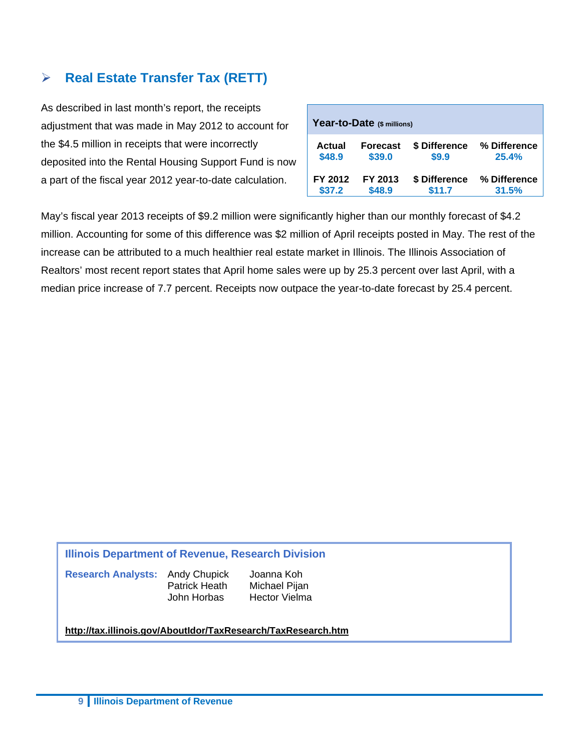## Real Estate Transfer Tax (RETT)

As described in last month's report, the receipts adjustment that was made in May 2012 to account for the $4.5 million in receipts that were incorrectly deposited into the Rental Housing Support Fund is now a part of the fiscal year 2012 year-to-date calculation.

**Year-to-Date** ($ millions)

| Actual | Forecast | $ Difference | % Difference |
|---|---|---|---|
| $48.9 | $39.0 | $9.9 | 25.4% |
| **FY 2012** | **FY 2013** | **$ Difference** | **% Difference** |
| $37.2 | $48.9 | $11.7 | 31.5% |

May's fiscal year 2013 receipts of $9.2 million were significantly higher than our monthly forecast of $4.2 million. Accounting for some of this difference was $2 million of April receipts posted in May. The rest of the increase can be attributed to a much healthier real estate market in Illinois. The Illinois Association of Realtors' most recent report states that April home sales were up by 25.3 percent over last April, with a median price increase of 7.7 percent. Receipts now outpace the year-to-date forecast by 25.4 percent.

**Illinois Department of Revenue, Research Division**

**Research Analysts:** Andy Chupick, Patrick Heath, John Horbas, Joanna Koh, Michael Pijan, Hector Vielma

http://tax.illinois.gov/AboutIdor/TaxResearch/TaxResearch.htm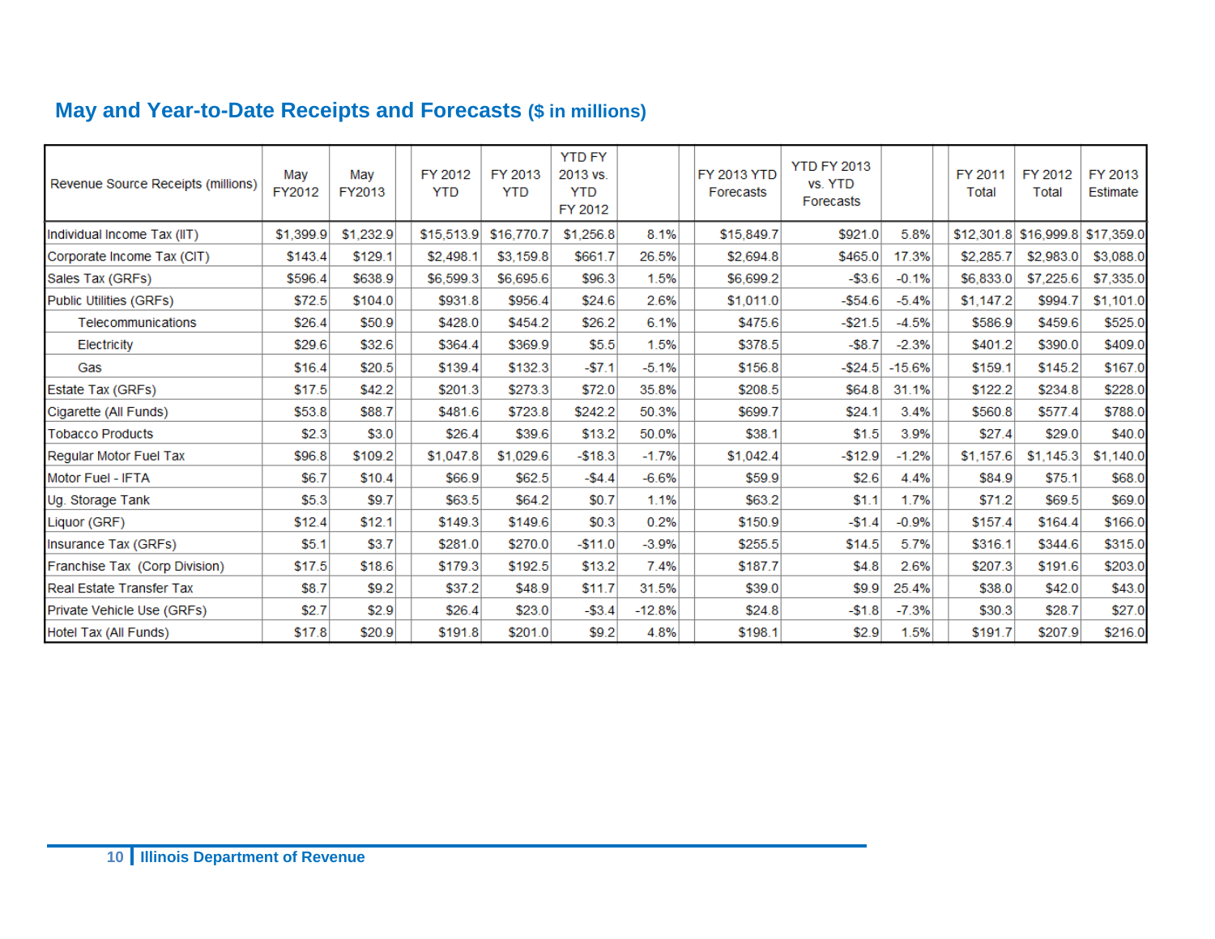## May and Year-to-Date Receipts and Forecasts ($ in millions)

| Revenue Source Receipts (millions) | May FY2012 | May FY2013 | FY 2012 YTD | FY 2013 YTD | YTD FY 2013 vs. YTD FY 2012 | | FY 2013 YTD Forecasts | YTD FY 2013 vs. YTD Forecasts | | FY 2011 Total | FY 2012 Total | FY 2013 Estimate |
|---|---|---|---|---|---|---|---|---|---|---|---|---|
| Individual Income Tax (IIT) | $1,399.9 | $1,232.9 | $15,513.9 | $16,770.7 | $1,256.8 | 8.1% | $15,849.7 | $921.0 | 5.8% | $12,301.8 | $16,999.8 | $17,359.0 |
| Corporate Income Tax (CIT) | $143.4 | $129.1 | $2,498.1 | $3,159.8 | $661.7 | 26.5% | $2,694.8 | $465.0 | 17.3% | $2,285.7 | $2,983.0 | $3,088.0 |
| Sales Tax (GRFs) | $596.4 | $638.9 | $6,599.3 | $6,695.6 | $96.3 | 1.5% | $6,699.2 | -$3.6 | -0.1% | $6,833.0 | $7,225.6 | $7,335.0 |
| Public Utilities (GRFs) | $72.5 | $104.0 | $931.8 | $956.4 | $24.6 | 2.6% | $1,011.0 | -$54.6 | -5.4% | $1,147.2 | $994.7 | $1,101.0 |
| Telecommunications | $26.4 | $50.9 | $428.0 | $454.2 | $26.2 | 6.1% | $475.6 | -$21.5 | -4.5% | $586.9 | $459.6 | $525.0 |
| Electricity | $29.6 | $32.6 | $364.4 | $369.9 | $5.5 | 1.5% | $378.5 | -$8.7 | -2.3% | $401.2 | $390.0 | $409.0 |
| Gas | $16.4 | $20.5 | $139.4 | $132.3 | -$7.1 | -5.1% | $156.8 | -$24.5 | -15.6% | $159.1 | $145.2 | $167.0 |
| Estate Tax (GRFs) | $17.5 | $42.2 | $201.3 | $273.3 | $72.0 | 35.8% | $208.5 | $64.8 | 31.1% | $122.2 | $234.8 | $228.0 |
| Cigarette (All Funds) | $53.8 | $88.7 | $481.6 | $723.8 | $242.2 | 50.3% | $699.7 | $24.1 | 3.4% | $560.8 | $577.4 | $788.0 |
| Tobacco Products | $2.3 | $3.0 | $26.4 | $39.6 | $13.2 | 50.0% | $38.1 | $1.5 | 3.9% | $27.4 | $29.0 | $40.0 |
| Regular Motor Fuel Tax | $96.8 | $109.2 | $1,047.8 | $1,029.6 | -$18.3 | -1.7% | $1,042.4 | -$12.9 | -1.2% | $1,157.6 | $1,145.3 | $1,140.0 |
| Motor Fuel - IFTA | $6.7 | $10.4 | $66.9 | $62.5 | -$4.4 | -6.6% | $59.9 | $2.6 | 4.4% | $84.9 | $75.1 | $68.0 |
| Ug. Storage Tank | $5.3 | $9.7 | $63.5 | $64.2 | $0.7 | 1.1% | $63.2 | $1.1 | 1.7% | $71.2 | $69.5 | $69.0 |
| Liquor (GRF) | $12.4 | $12.1 | $149.3 | $149.6 | $0.3 | 0.2% | $150.9 | -$1.4 | -0.9% | $157.4 | $164.4 | $166.0 |
| Insurance Tax (GRFs) | $5.1 | $3.7 | $281.0 | $270.0 | -$11.0 | -3.9% | $255.5 | $14.5 | 5.7% | $316.1 | $344.6 | $315.0 |
| Franchise Tax (Corp Division) | $17.5 | $18.6 | $179.3 | $192.5 | $13.2 | 7.4% | $187.7 | $4.8 | 2.6% | $207.3 | $191.6 | $203.0 |
| Real Estate Transfer Tax | $8.7 | $9.2 | $37.2 | $48.9 | $11.7 | 31.5% | $39.0 | $9.9 | 25.4% | $38.0 | $42.0 | $43.0 |
| Private Vehicle Use (GRFs) | $2.7 | $2.9 | $26.4 | $23.0 | -$3.4 | -12.8% | $24.8 | -$1.8 | -7.3% | $30.3 | $28.7 | $27.0 |
| Hotel Tax (All Funds) | $17.8 | $20.9 | $191.8 | $201.0 | $9.2 | 4.8% | $198.1 | $2.9 | 1.5% | $191.7 | $207.9 | $216.0 |